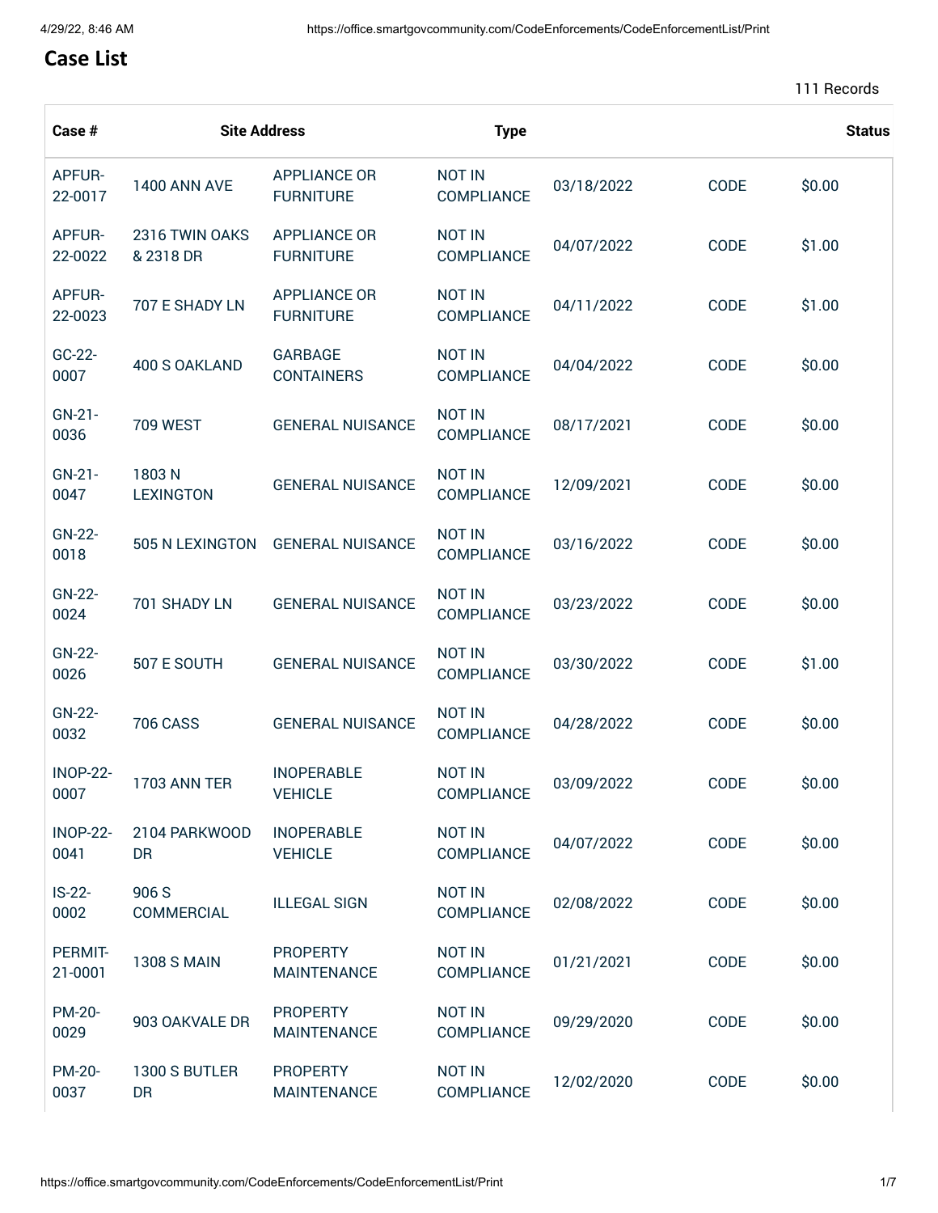# Case List

111 Records

| Case # | Site Address | Type | | | | Status |
|---|---|---|---|---|---|---|
| APFUR-22-0017 | 1400 ANN AVE | APPLIANCE OR FURNITURE | NOT IN COMPLIANCE | 03/18/2022 | CODE | $0.00 |
| APFUR-22-0022 | 2316 TWIN OAKS & 2318 DR | APPLIANCE OR FURNITURE | NOT IN COMPLIANCE | 04/07/2022 | CODE | $1.00 |
| APFUR-22-0023 | 707 E SHADY LN | APPLIANCE OR FURNITURE | NOT IN COMPLIANCE | 04/11/2022 | CODE | $1.00 |
| GC-22-0007 | 400 S OAKLAND | GARBAGE CONTAINERS | NOT IN COMPLIANCE | 04/04/2022 | CODE | $0.00 |
| GN-21-0036 | 709 WEST | GENERAL NUISANCE | NOT IN COMPLIANCE | 08/17/2021 | CODE | $0.00 |
| GN-21-0047 | 1803 N LEXINGTON | GENERAL NUISANCE | NOT IN COMPLIANCE | 12/09/2021 | CODE | $0.00 |
| GN-22-0018 | 505 N LEXINGTON | GENERAL NUISANCE | NOT IN COMPLIANCE | 03/16/2022 | CODE | $0.00 |
| GN-22-0024 | 701 SHADY LN | GENERAL NUISANCE | NOT IN COMPLIANCE | 03/23/2022 | CODE | $0.00 |
| GN-22-0026 | 507 E SOUTH | GENERAL NUISANCE | NOT IN COMPLIANCE | 03/30/2022 | CODE | $1.00 |
| GN-22-0032 | 706 CASS | GENERAL NUISANCE | NOT IN COMPLIANCE | 04/28/2022 | CODE | $0.00 |
| INOP-22-0007 | 1703 ANN TER | INOPERABLE VEHICLE | NOT IN COMPLIANCE | 03/09/2022 | CODE | $0.00 |
| INOP-22-0041 | 2104 PARKWOOD DR | INOPERABLE VEHICLE | NOT IN COMPLIANCE | 04/07/2022 | CODE | $0.00 |
| IS-22-0002 | 906 S COMMERCIAL | ILLEGAL SIGN | NOT IN COMPLIANCE | 02/08/2022 | CODE | $0.00 |
| PERMIT-21-0001 | 1308 S MAIN | PROPERTY MAINTENANCE | NOT IN COMPLIANCE | 01/21/2021 | CODE | $0.00 |
| PM-20-0029 | 903 OAKVALE DR | PROPERTY MAINTENANCE | NOT IN COMPLIANCE | 09/29/2020 | CODE | $0.00 |
| PM-20-0037 | 1300 S BUTLER DR | PROPERTY MAINTENANCE | NOT IN COMPLIANCE | 12/02/2020 | CODE | $0.00 |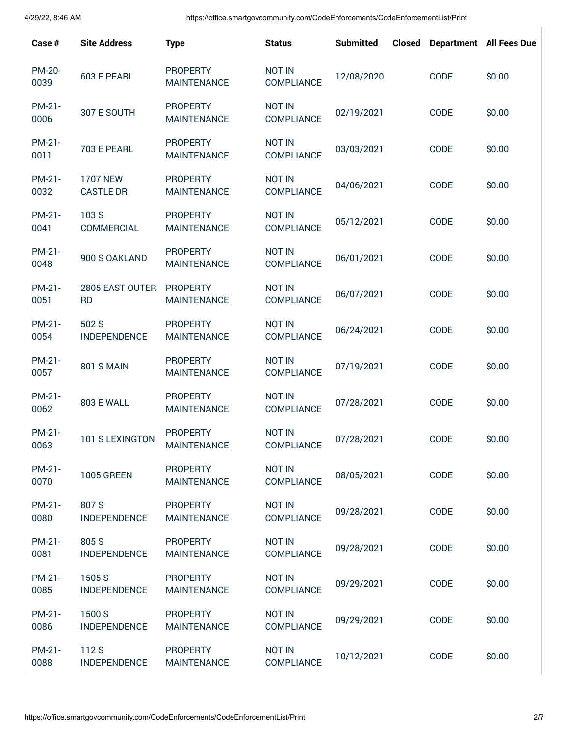| Case # | Site Address | Type | Status | Submitted | Closed | Department | All Fees Due |
| --- | --- | --- | --- | --- | --- | --- | --- |
| PM-20-0039 | 603 E PEARL | PROPERTY MAINTENANCE | NOT IN COMPLIANCE | 12/08/2020 | | CODE | $0.00 |
| PM-21-0006 | 307 E SOUTH | PROPERTY MAINTENANCE | NOT IN COMPLIANCE | 02/19/2021 | | CODE | $0.00 |
| PM-21-0011 | 703 E PEARL | PROPERTY MAINTENANCE | NOT IN COMPLIANCE | 03/03/2021 | | CODE | $0.00 |
| PM-21-0032 | 1707 NEW CASTLE DR | PROPERTY MAINTENANCE | NOT IN COMPLIANCE | 04/06/2021 | | CODE | $0.00 |
| PM-21-0041 | 103 S COMMERCIAL | PROPERTY MAINTENANCE | NOT IN COMPLIANCE | 05/12/2021 | | CODE | $0.00 |
| PM-21-0048 | 900 S OAKLAND | PROPERTY MAINTENANCE | NOT IN COMPLIANCE | 06/01/2021 | | CODE | $0.00 |
| PM-21-0051 | 2805 EAST OUTER RD | PROPERTY MAINTENANCE | NOT IN COMPLIANCE | 06/07/2021 | | CODE | $0.00 |
| PM-21-0054 | 502 S INDEPENDENCE | PROPERTY MAINTENANCE | NOT IN COMPLIANCE | 06/24/2021 | | CODE | $0.00 |
| PM-21-0057 | 801 S MAIN | PROPERTY MAINTENANCE | NOT IN COMPLIANCE | 07/19/2021 | | CODE | $0.00 |
| PM-21-0062 | 803 E WALL | PROPERTY MAINTENANCE | NOT IN COMPLIANCE | 07/28/2021 | | CODE | $0.00 |
| PM-21-0063 | 101 S LEXINGTON | PROPERTY MAINTENANCE | NOT IN COMPLIANCE | 07/28/2021 | | CODE | $0.00 |
| PM-21-0070 | 1005 GREEN | PROPERTY MAINTENANCE | NOT IN COMPLIANCE | 08/05/2021 | | CODE | $0.00 |
| PM-21-0080 | 807 S INDEPENDENCE | PROPERTY MAINTENANCE | NOT IN COMPLIANCE | 09/28/2021 | | CODE | $0.00 |
| PM-21-0081 | 805 S INDEPENDENCE | PROPERTY MAINTENANCE | NOT IN COMPLIANCE | 09/28/2021 | | CODE | $0.00 |
| PM-21-0085 | 1505 S INDEPENDENCE | PROPERTY MAINTENANCE | NOT IN COMPLIANCE | 09/29/2021 | | CODE | $0.00 |
| PM-21-0086 | 1500 S INDEPENDENCE | PROPERTY MAINTENANCE | NOT IN COMPLIANCE | 09/29/2021 | | CODE | $0.00 |
| PM-21-0088 | 112 S INDEPENDENCE | PROPERTY MAINTENANCE | NOT IN COMPLIANCE | 10/12/2021 | | CODE | $0.00 |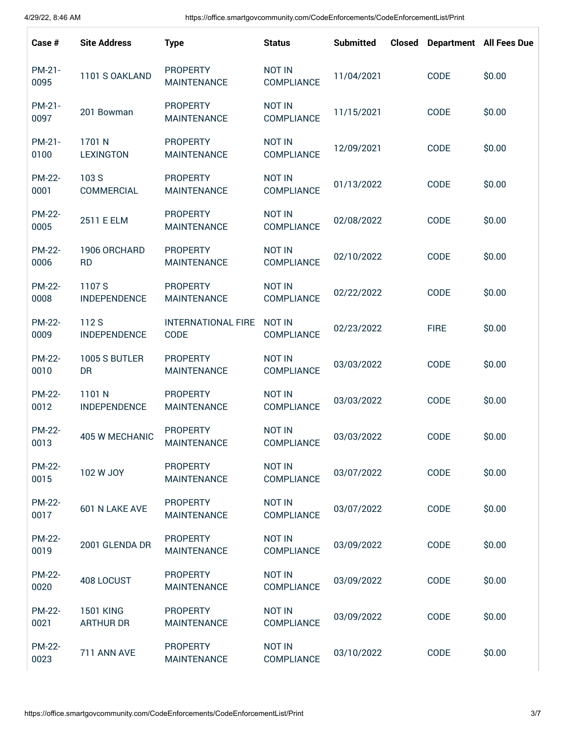| Case # | Site Address | Type | Status | Submitted | Closed | Department | All Fees Due |
|---|---|---|---|---|---|---|---|
| PM-21-0095 | 1101 S OAKLAND | PROPERTY MAINTENANCE | NOT IN COMPLIANCE | 11/04/2021 | | CODE | $0.00 |
| PM-21-0097 | 201 Bowman | PROPERTY MAINTENANCE | NOT IN COMPLIANCE | 11/15/2021 | | CODE | $0.00 |
| PM-21-0100 | 1701 N LEXINGTON | PROPERTY MAINTENANCE | NOT IN COMPLIANCE | 12/09/2021 | | CODE | $0.00 |
| PM-22-0001 | 103 S COMMERCIAL | PROPERTY MAINTENANCE | NOT IN COMPLIANCE | 01/13/2022 | | CODE | $0.00 |
| PM-22-0005 | 2511 E ELM | PROPERTY MAINTENANCE | NOT IN COMPLIANCE | 02/08/2022 | | CODE | $0.00 |
| PM-22-0006 | 1906 ORCHARD RD | PROPERTY MAINTENANCE | NOT IN COMPLIANCE | 02/10/2022 | | CODE | $0.00 |
| PM-22-0008 | 1107 S INDEPENDENCE | PROPERTY MAINTENANCE | NOT IN COMPLIANCE | 02/22/2022 | | CODE | $0.00 |
| PM-22-0009 | 112 S INDEPENDENCE | INTERNATIONAL FIRE CODE | NOT IN COMPLIANCE | 02/23/2022 | | FIRE | $0.00 |
| PM-22-0010 | 1005 S BUTLER DR | PROPERTY MAINTENANCE | NOT IN COMPLIANCE | 03/03/2022 | | CODE | $0.00 |
| PM-22-0012 | 1101 N INDEPENDENCE | PROPERTY MAINTENANCE | NOT IN COMPLIANCE | 03/03/2022 | | CODE | $0.00 |
| PM-22-0013 | 405 W MECHANIC | PROPERTY MAINTENANCE | NOT IN COMPLIANCE | 03/03/2022 | | CODE | $0.00 |
| PM-22-0015 | 102 W JOY | PROPERTY MAINTENANCE | NOT IN COMPLIANCE | 03/07/2022 | | CODE | $0.00 |
| PM-22-0017 | 601 N LAKE AVE | PROPERTY MAINTENANCE | NOT IN COMPLIANCE | 03/07/2022 | | CODE | $0.00 |
| PM-22-0019 | 2001 GLENDA DR | PROPERTY MAINTENANCE | NOT IN COMPLIANCE | 03/09/2022 | | CODE | $0.00 |
| PM-22-0020 | 408 LOCUST | PROPERTY MAINTENANCE | NOT IN COMPLIANCE | 03/09/2022 | | CODE | $0.00 |
| PM-22-0021 | 1501 KING ARTHUR DR | PROPERTY MAINTENANCE | NOT IN COMPLIANCE | 03/09/2022 | | CODE | $0.00 |
| PM-22-0023 | 711 ANN AVE | PROPERTY MAINTENANCE | NOT IN COMPLIANCE | 03/10/2022 | | CODE | $0.00 |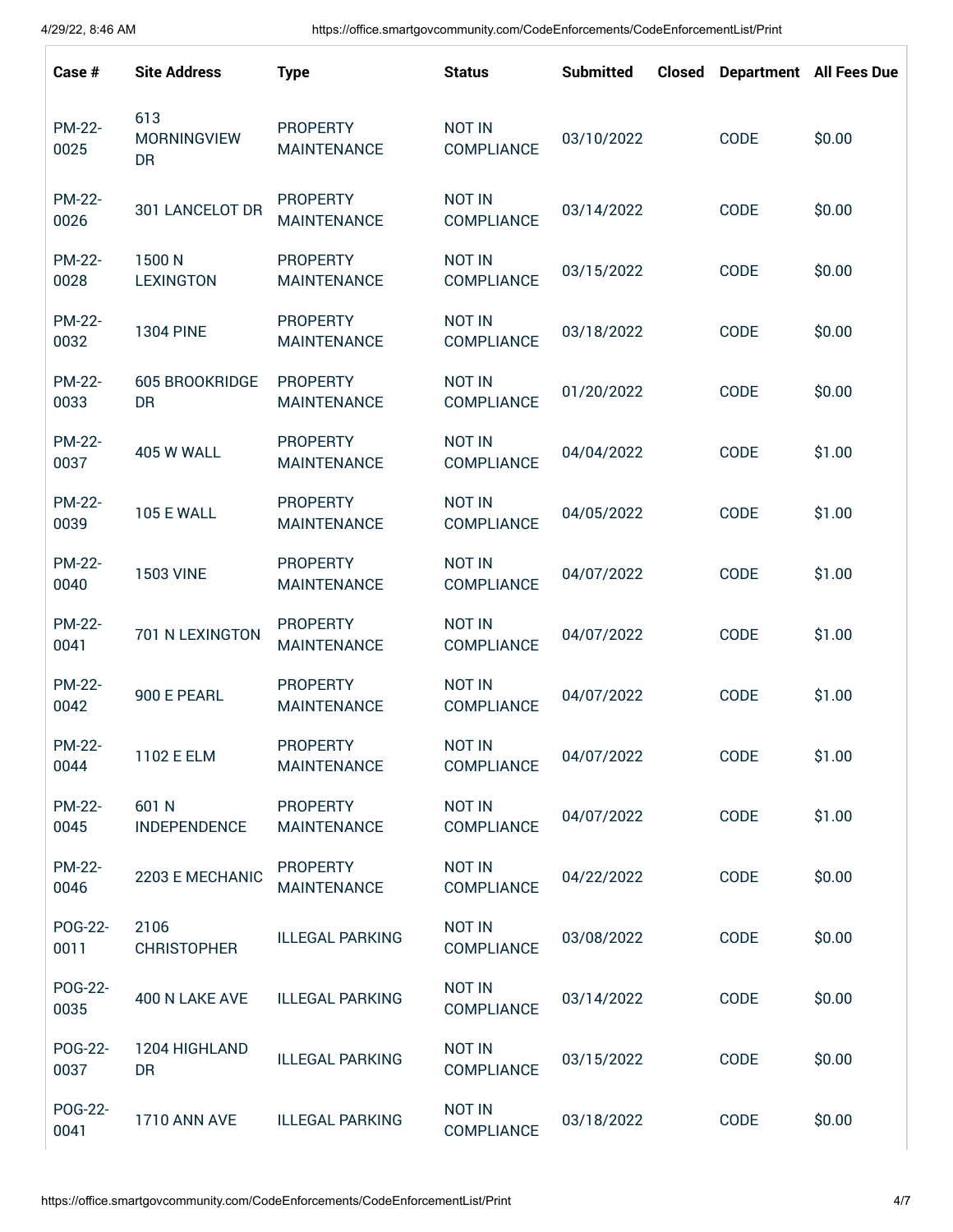| Case # | Site Address | Type | Status | Submitted | Closed | Department | All Fees Due |
|---|---|---|---|---|---|---|---|
| PM-22-0025 | 613 MORNINGVIEW DR | PROPERTY MAINTENANCE | NOT IN COMPLIANCE | 03/10/2022 | | CODE | $0.00 |
| PM-22-0026 | 301 LANCELOT DR | PROPERTY MAINTENANCE | NOT IN COMPLIANCE | 03/14/2022 | | CODE | $0.00 |
| PM-22-0028 | 1500 N LEXINGTON | PROPERTY MAINTENANCE | NOT IN COMPLIANCE | 03/15/2022 | | CODE | $0.00 |
| PM-22-0032 | 1304 PINE | PROPERTY MAINTENANCE | NOT IN COMPLIANCE | 03/18/2022 | | CODE | $0.00 |
| PM-22-0033 | 605 BROOKRIDGE DR | PROPERTY MAINTENANCE | NOT IN COMPLIANCE | 01/20/2022 | | CODE | $0.00 |
| PM-22-0037 | 405 W WALL | PROPERTY MAINTENANCE | NOT IN COMPLIANCE | 04/04/2022 | | CODE | $1.00 |
| PM-22-0039 | 105 E WALL | PROPERTY MAINTENANCE | NOT IN COMPLIANCE | 04/05/2022 | | CODE | $1.00 |
| PM-22-0040 | 1503 VINE | PROPERTY MAINTENANCE | NOT IN COMPLIANCE | 04/07/2022 | | CODE | $1.00 |
| PM-22-0041 | 701 N LEXINGTON | PROPERTY MAINTENANCE | NOT IN COMPLIANCE | 04/07/2022 | | CODE | $1.00 |
| PM-22-0042 | 900 E PEARL | PROPERTY MAINTENANCE | NOT IN COMPLIANCE | 04/07/2022 | | CODE | $1.00 |
| PM-22-0044 | 1102 E ELM | PROPERTY MAINTENANCE | NOT IN COMPLIANCE | 04/07/2022 | | CODE | $1.00 |
| PM-22-0045 | 601 N INDEPENDENCE | PROPERTY MAINTENANCE | NOT IN COMPLIANCE | 04/07/2022 | | CODE | $1.00 |
| PM-22-0046 | 2203 E MECHANIC | PROPERTY MAINTENANCE | NOT IN COMPLIANCE | 04/22/2022 | | CODE | $0.00 |
| POG-22-0011 | 2106 CHRISTOPHER | ILLEGAL PARKING | NOT IN COMPLIANCE | 03/08/2022 | | CODE | $0.00 |
| POG-22-0035 | 400 N LAKE AVE | ILLEGAL PARKING | NOT IN COMPLIANCE | 03/14/2022 | | CODE | $0.00 |
| POG-22-0037 | 1204 HIGHLAND DR | ILLEGAL PARKING | NOT IN COMPLIANCE | 03/15/2022 | | CODE | $0.00 |
| POG-22-0041 | 1710 ANN AVE | ILLEGAL PARKING | NOT IN COMPLIANCE | 03/18/2022 | | CODE | $0.00 |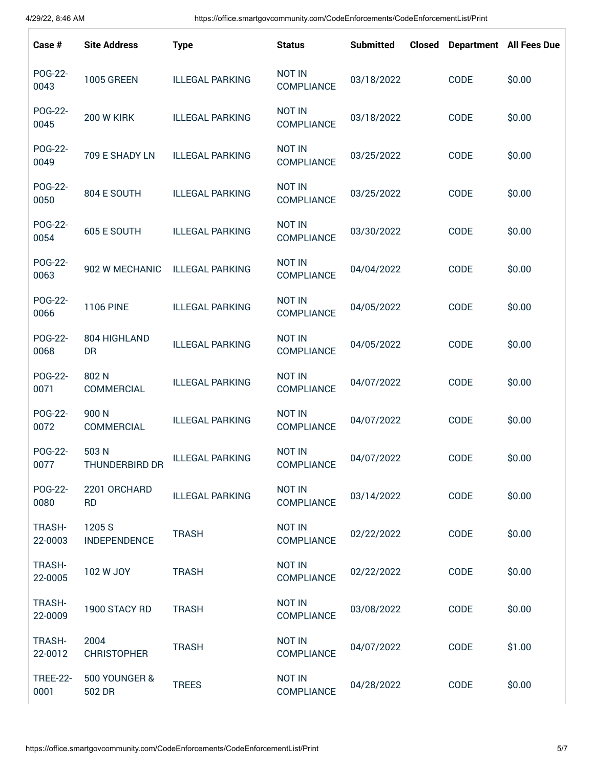| Case # | Site Address | Type | Status | Submitted | Closed | Department | All Fees Due |
|---|---|---|---|---|---|---|---|
| POG-22-0043 | 1005 GREEN | ILLEGAL PARKING | NOT IN COMPLIANCE | 03/18/2022 | | CODE | $0.00 |
| POG-22-0045 | 200 W KIRK | ILLEGAL PARKING | NOT IN COMPLIANCE | 03/18/2022 | | CODE | $0.00 |
| POG-22-0049 | 709 E SHADY LN | ILLEGAL PARKING | NOT IN COMPLIANCE | 03/25/2022 | | CODE | $0.00 |
| POG-22-0050 | 804 E SOUTH | ILLEGAL PARKING | NOT IN COMPLIANCE | 03/25/2022 | | CODE | $0.00 |
| POG-22-0054 | 605 E SOUTH | ILLEGAL PARKING | NOT IN COMPLIANCE | 03/30/2022 | | CODE | $0.00 |
| POG-22-0063 | 902 W MECHANIC | ILLEGAL PARKING | NOT IN COMPLIANCE | 04/04/2022 | | CODE | $0.00 |
| POG-22-0066 | 1106 PINE | ILLEGAL PARKING | NOT IN COMPLIANCE | 04/05/2022 | | CODE | $0.00 |
| POG-22-0068 | 804 HIGHLAND DR | ILLEGAL PARKING | NOT IN COMPLIANCE | 04/05/2022 | | CODE | $0.00 |
| POG-22-0071 | 802 N COMMERCIAL | ILLEGAL PARKING | NOT IN COMPLIANCE | 04/07/2022 | | CODE | $0.00 |
| POG-22-0072 | 900 N COMMERCIAL | ILLEGAL PARKING | NOT IN COMPLIANCE | 04/07/2022 | | CODE | $0.00 |
| POG-22-0077 | 503 N THUNDERBIRD DR | ILLEGAL PARKING | NOT IN COMPLIANCE | 04/07/2022 | | CODE | $0.00 |
| POG-22-0080 | 2201 ORCHARD RD | ILLEGAL PARKING | NOT IN COMPLIANCE | 03/14/2022 | | CODE | $0.00 |
| TRASH-22-0003 | 1205 S INDEPENDENCE | TRASH | NOT IN COMPLIANCE | 02/22/2022 | | CODE | $0.00 |
| TRASH-22-0005 | 102 W JOY | TRASH | NOT IN COMPLIANCE | 02/22/2022 | | CODE | $0.00 |
| TRASH-22-0009 | 1900 STACY RD | TRASH | NOT IN COMPLIANCE | 03/08/2022 | | CODE | $0.00 |
| TRASH-22-0012 | 2004 CHRISTOPHER | TRASH | NOT IN COMPLIANCE | 04/07/2022 | | CODE | $1.00 |
| TREE-22-0001 | 500 YOUNGER & 502 DR | TREES | NOT IN COMPLIANCE | 04/28/2022 | | CODE | $0.00 |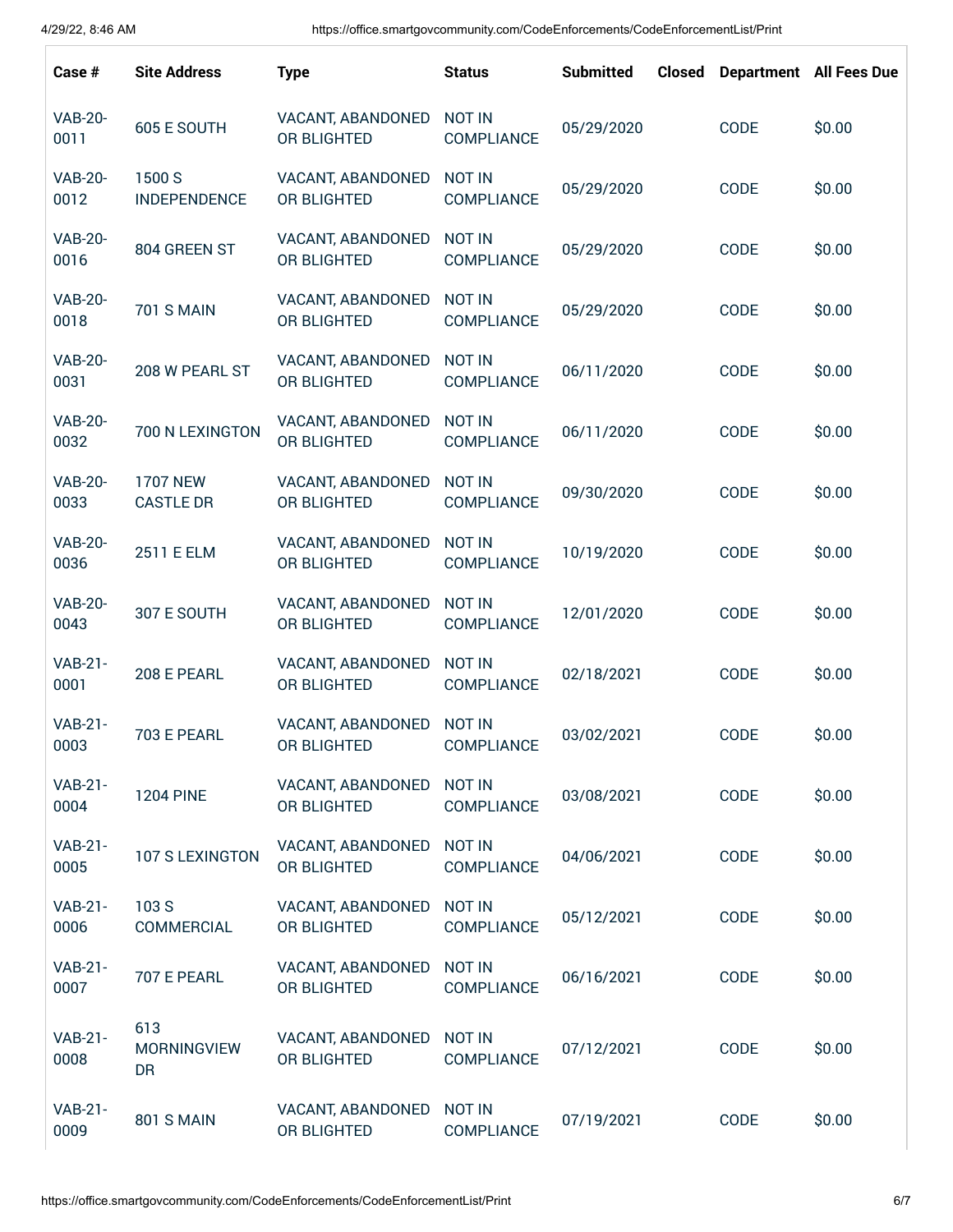| Case # | Site Address | Type | Status | Submitted | Closed | Department | All Fees Due |
|---|---|---|---|---|---|---|---|
| VAB-20-0011 | 605 E SOUTH | VACANT, ABANDONED OR BLIGHTED | NOT IN COMPLIANCE | 05/29/2020 | | CODE | $0.00 |
| VAB-20-0012 | 1500 S INDEPENDENCE | VACANT, ABANDONED OR BLIGHTED | NOT IN COMPLIANCE | 05/29/2020 | | CODE | $0.00 |
| VAB-20-0016 | 804 GREEN ST | VACANT, ABANDONED OR BLIGHTED | NOT IN COMPLIANCE | 05/29/2020 | | CODE | $0.00 |
| VAB-20-0018 | 701 S MAIN | VACANT, ABANDONED OR BLIGHTED | NOT IN COMPLIANCE | 05/29/2020 | | CODE | $0.00 |
| VAB-20-0031 | 208 W PEARL ST | VACANT, ABANDONED OR BLIGHTED | NOT IN COMPLIANCE | 06/11/2020 | | CODE | $0.00 |
| VAB-20-0032 | 700 N LEXINGTON | VACANT, ABANDONED OR BLIGHTED | NOT IN COMPLIANCE | 06/11/2020 | | CODE | $0.00 |
| VAB-20-0033 | 1707 NEW CASTLE DR | VACANT, ABANDONED OR BLIGHTED | NOT IN COMPLIANCE | 09/30/2020 | | CODE | $0.00 |
| VAB-20-0036 | 2511 E ELM | VACANT, ABANDONED OR BLIGHTED | NOT IN COMPLIANCE | 10/19/2020 | | CODE | $0.00 |
| VAB-20-0043 | 307 E SOUTH | VACANT, ABANDONED OR BLIGHTED | NOT IN COMPLIANCE | 12/01/2020 | | CODE | $0.00 |
| VAB-21-0001 | 208 E PEARL | VACANT, ABANDONED OR BLIGHTED | NOT IN COMPLIANCE | 02/18/2021 | | CODE | $0.00 |
| VAB-21-0003 | 703 E PEARL | VACANT, ABANDONED OR BLIGHTED | NOT IN COMPLIANCE | 03/02/2021 | | CODE | $0.00 |
| VAB-21-0004 | 1204 PINE | VACANT, ABANDONED OR BLIGHTED | NOT IN COMPLIANCE | 03/08/2021 | | CODE | $0.00 |
| VAB-21-0005 | 107 S LEXINGTON | VACANT, ABANDONED OR BLIGHTED | NOT IN COMPLIANCE | 04/06/2021 | | CODE | $0.00 |
| VAB-21-0006 | 103 S COMMERCIAL | VACANT, ABANDONED OR BLIGHTED | NOT IN COMPLIANCE | 05/12/2021 | | CODE | $0.00 |
| VAB-21-0007 | 707 E PEARL | VACANT, ABANDONED OR BLIGHTED | NOT IN COMPLIANCE | 06/16/2021 | | CODE | $0.00 |
| VAB-21-0008 | 613 MORNINGVIEW DR | VACANT, ABANDONED OR BLIGHTED | NOT IN COMPLIANCE | 07/12/2021 | | CODE | $0.00 |
| VAB-21-0009 | 801 S MAIN | VACANT, ABANDONED OR BLIGHTED | NOT IN COMPLIANCE | 07/19/2021 | | CODE | $0.00 |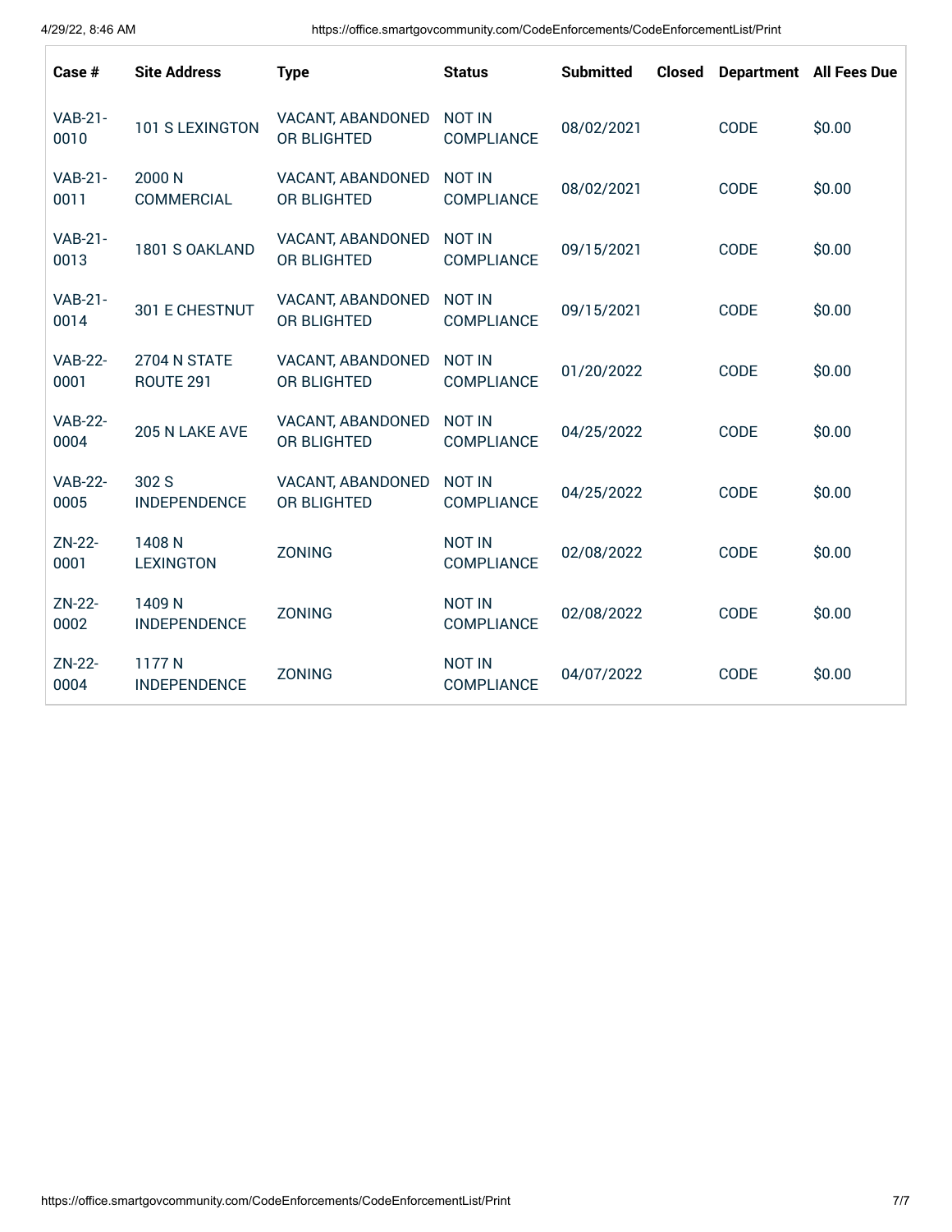| Case # | Site Address | Type | Status | Submitted | Closed | Department | All Fees Due |
|---|---|---|---|---|---|---|---|
| VAB-21-0010 | 101 S LEXINGTON | VACANT, ABANDONED OR BLIGHTED | NOT IN COMPLIANCE | 08/02/2021 | | CODE | $0.00 |
| VAB-21-0011 | 2000 N COMMERCIAL | VACANT, ABANDONED OR BLIGHTED | NOT IN COMPLIANCE | 08/02/2021 | | CODE | $0.00 |
| VAB-21-0013 | 1801 S OAKLAND | VACANT, ABANDONED OR BLIGHTED | NOT IN COMPLIANCE | 09/15/2021 | | CODE | $0.00 |
| VAB-21-0014 | 301 E CHESTNUT | VACANT, ABANDONED OR BLIGHTED | NOT IN COMPLIANCE | 09/15/2021 | | CODE | $0.00 |
| VAB-22-0001 | 2704 N STATE ROUTE 291 | VACANT, ABANDONED OR BLIGHTED | NOT IN COMPLIANCE | 01/20/2022 | | CODE | $0.00 |
| VAB-22-0004 | 205 N LAKE AVE | VACANT, ABANDONED OR BLIGHTED | NOT IN COMPLIANCE | 04/25/2022 | | CODE | $0.00 |
| VAB-22-0005 | 302 S INDEPENDENCE | VACANT, ABANDONED OR BLIGHTED | NOT IN COMPLIANCE | 04/25/2022 | | CODE | $0.00 |
| ZN-22-0001 | 1408 N LEXINGTON | ZONING | NOT IN COMPLIANCE | 02/08/2022 | | CODE | $0.00 |
| ZN-22-0002 | 1409 N INDEPENDENCE | ZONING | NOT IN COMPLIANCE | 02/08/2022 | | CODE | $0.00 |
| ZN-22-0004 | 1177 N INDEPENDENCE | ZONING | NOT IN COMPLIANCE | 04/07/2022 | | CODE | $0.00 |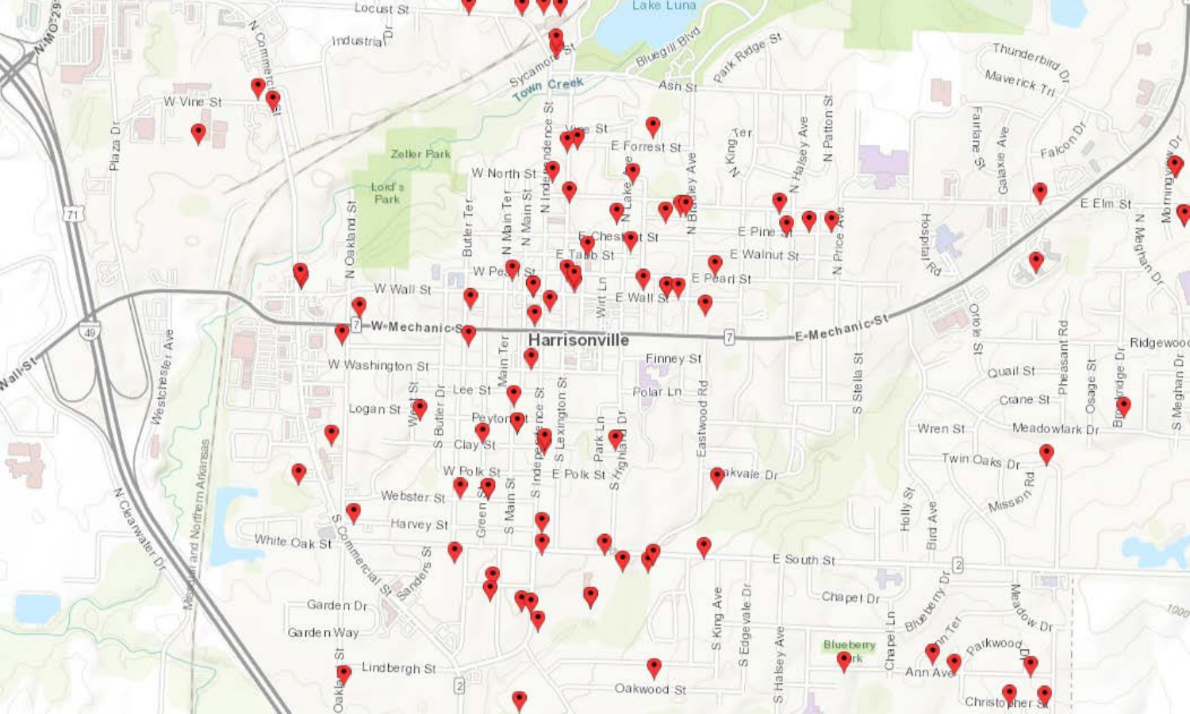Harrisonville

Locust St
Industrial Dr
N Commercial St
W Vine St
Plaza Dr
Lake Luna
Bluegill Blvd
Park Ridge St
Sycamore St
Town Creek
Ash St
Thunderbird Dr
Maverick Trl
Falcon Dr
Fairlane St
Galaxie Ave
N Patton St
N Halsey Ave
N King Ter
Vine St
E Forrest St
Zeller Park
Lord's Park
W North St
N Independence St
N Lake St
N Bradley Ave
N Main St
N Main Ter
Butler Ter
N Oakland St
E Chestnut St
E Tabb St
E Pine St
E Walnut St
E Elm St
N Price Ave
Hospital Rd
N Meghan Dr
Morningview Dr
W Pearl St
E Pearl St
W Wall St
E Wall St
Wirt Ln
W Mechanic St
E Mechanic St
Wall St
Westchester Ave
N Clearwater Dr
Missouri and Northern Arkansas
W Washington St
Finney St
Polar Ln
Eastwood Rd
S Stella St
Oriole St
Quail St
Crane St
Pheasant Rd
Osage St
Brookridge Dr
Ridgewood Dr
S Meghan Dr
Logan St
Lee St
Ward St
S Butler Dr
Peyton St
Clay St
S Lexington St
Park Ln
S Highland Dr
Oakvale Dr
Wren St
Meadowlark Dr
Twin Oaks Dr
Mission Rd
W Polk St
E Polk St
Webster St
Harvey St
Green St
S Main St
S Independence St
White Oak St
S Commercial St
Sanders St
Holly St
Bird Ave
E South St
Chapel Dr
Chapel Ln
Blueberry Dr
Meadow Dr
Garden Dr
Garden Way
S King Ave
S Edgevale Dr
S Halsey Ave
Blueberry Park
Lindbergh St
Oakland St
Oakwood St
Ann Ave
Parkwood Dr
Christopher St
71
49
7
2
1000